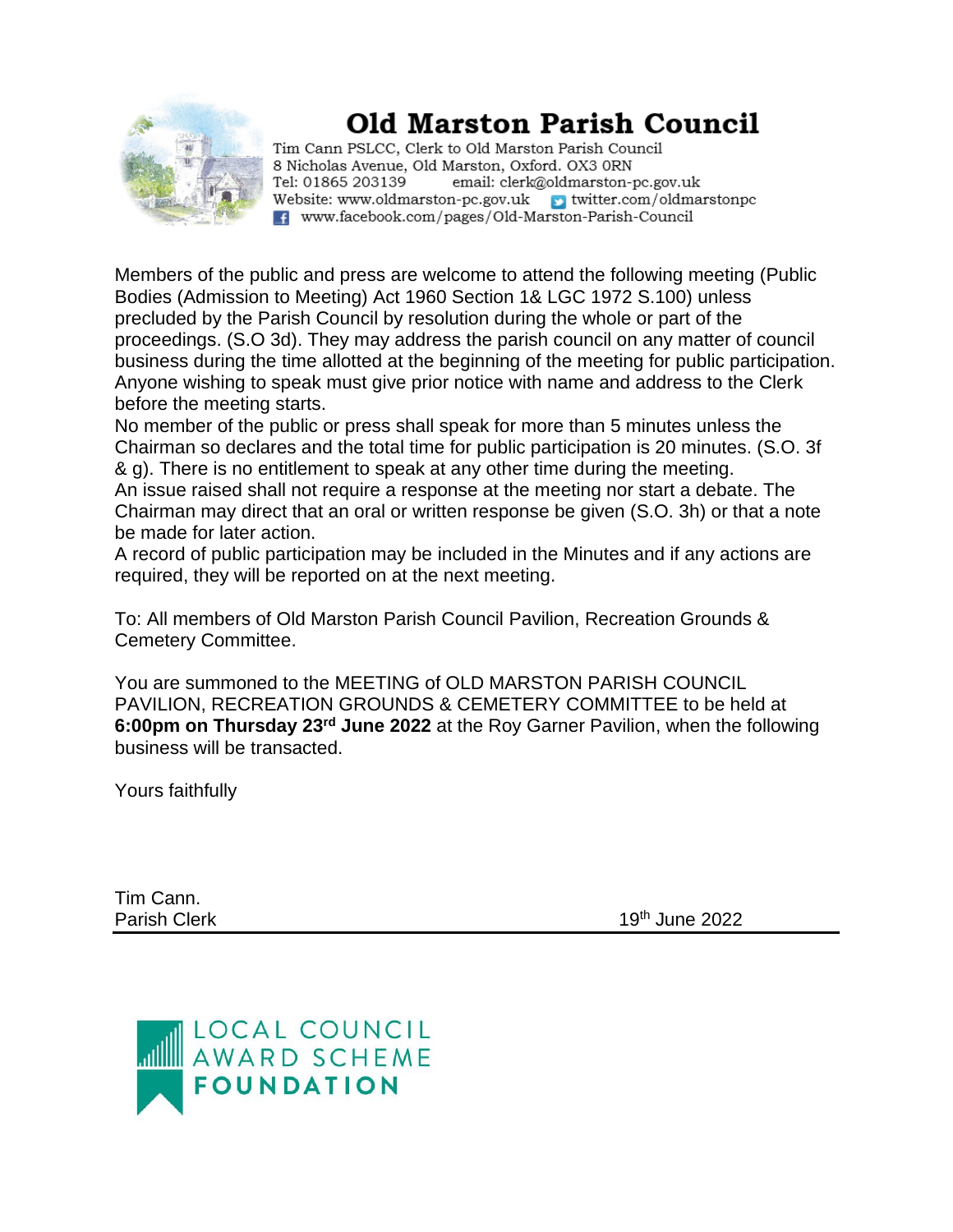# Old Marston Parish Council

Tim Cann PSLCC, Clerk to Old Marston Parish Council
8 Nicholas Avenue, Old Marston, Oxford. OX3 0RN
Tel: 01865 203139 email: clerk@oldmarston-pc.gov.uk
Website: www.oldmarston-pc.gov.uk twitter.com/oldmarstonpc
www.facebook.com/pages/Old-Marston-Parish-Council

Members of the public and press are welcome to attend the following meeting (Public Bodies (Admission to Meeting) Act 1960 Section 1& LGC 1972 S.100) unless precluded by the Parish Council by resolution during the whole or part of the proceedings. (S.O 3d). They may address the parish council on any matter of council business during the time allotted at the beginning of the meeting for public participation. Anyone wishing to speak must give prior notice with name and address to the Clerk before the meeting starts.

No member of the public or press shall speak for more than 5 minutes unless the Chairman so declares and the total time for public participation is 20 minutes. (S.O. 3f & g). There is no entitlement to speak at any other time during the meeting.

An issue raised shall not require a response at the meeting nor start a debate. The Chairman may direct that an oral or written response be given (S.O. 3h) or that a note be made for later action.

A record of public participation may be included in the Minutes and if any actions are required, they will be reported on at the next meeting.

To: All members of Old Marston Parish Council Pavilion, Recreation Grounds & Cemetery Committee.

You are summoned to the MEETING of OLD MARSTON PARISH COUNCIL PAVILION, RECREATION GROUNDS & CEMETERY COMMITTEE to be held at **6:00pm on Thursday 23rd June 2022** at the Roy Garner Pavilion, when the following business will be transacted.

Yours faithfully

Tim Cann.
Parish Clerk 19th June 2022

LOCAL COUNCIL AWARD SCHEME
**FOUNDATION**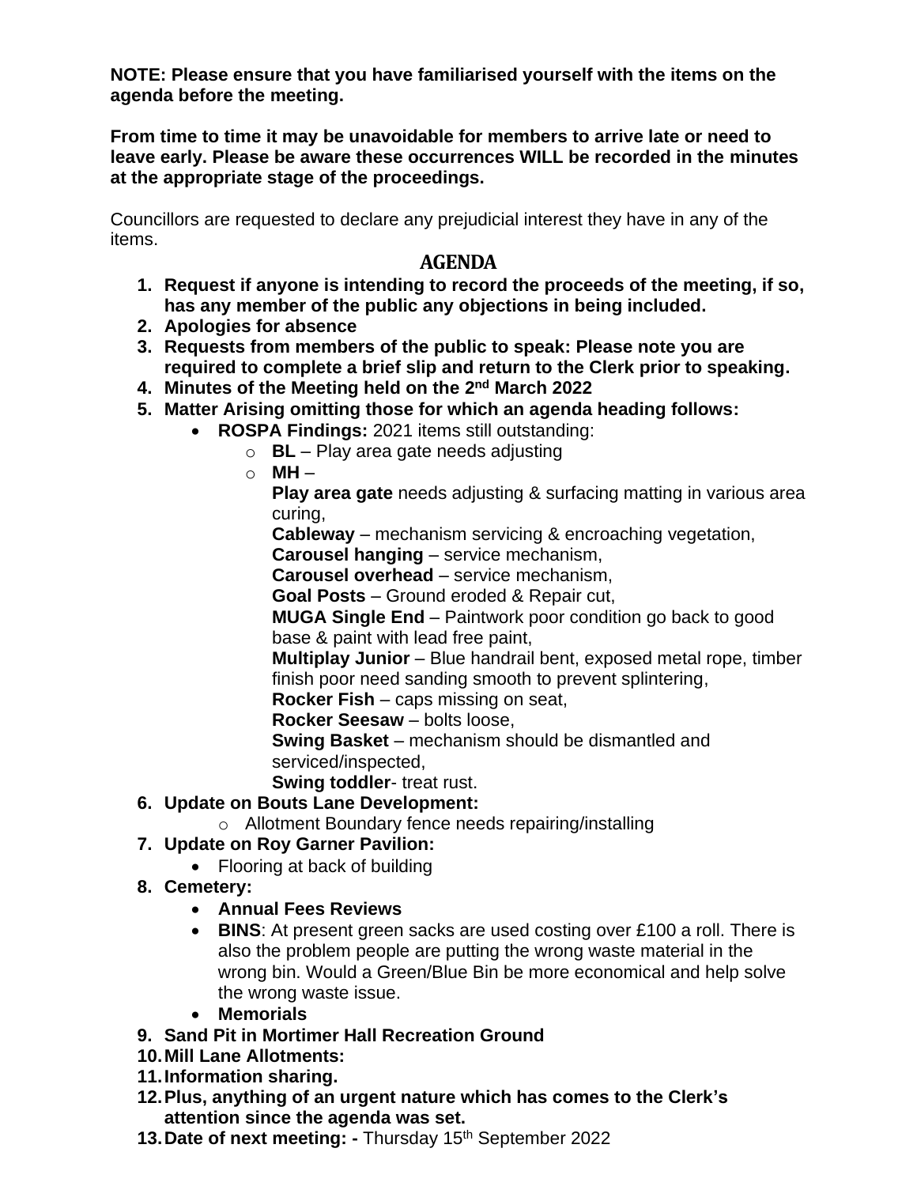**NOTE: Please ensure that you have familiarised yourself with the items on the agenda before the meeting.**

**From time to time it may be unavoidable for members to arrive late or need to leave early. Please be aware these occurrences WILL be recorded in the minutes at the appropriate stage of the proceedings.**

Councillors are requested to declare any prejudicial interest they have in any of the items.

## AGENDA

1. **Request if anyone is intending to record the proceeds of the meeting, if so, has any member of the public any objections in being included.**
2. **Apologies for absence**
3. **Requests from members of the public to speak: Please note you are required to complete a brief slip and return to the Clerk prior to speaking.**
4. **Minutes of the Meeting held on the 2nd March 2022**
5. **Matter Arising omitting those for which an agenda heading follows:**
   - **ROSPA Findings:** 2021 items still outstanding:
     - **BL** – Play area gate needs adjusting
     - **MH** –
       **Play area gate** needs adjusting & surfacing matting in various area curing,
       **Cableway** – mechanism servicing & encroaching vegetation,
       **Carousel hanging** – service mechanism,
       **Carousel overhead** – service mechanism,
       **Goal Posts** – Ground eroded & Repair cut,
       **MUGA Single End** – Paintwork poor condition go back to good base & paint with lead free paint,
       **Multiplay Junior** – Blue handrail bent, exposed metal rope, timber finish poor need sanding smooth to prevent splintering,
       **Rocker Fish** – caps missing on seat,
       **Rocker Seesaw** – bolts loose,
       **Swing Basket** – mechanism should be dismantled and serviced/inspected,
       **Swing toddler**- treat rust.
6. **Update on Bouts Lane Development:**
   - Allotment Boundary fence needs repairing/installing
7. **Update on Roy Garner Pavilion:**
   - Flooring at back of building
8. **Cemetery:**
   - **Annual Fees Reviews**
   - **BINS**: At present green sacks are used costing over £100 a roll. There is also the problem people are putting the wrong waste material in the wrong bin. Would a Green/Blue Bin be more economical and help solve the wrong waste issue.
   - **Memorials**
9. **Sand Pit in Mortimer Hall Recreation Ground**
10. **Mill Lane Allotments:**
11. **Information sharing.**
12. **Plus, anything of an urgent nature which has comes to the Clerk's attention since the agenda was set.**
13. **Date of next meeting: -** Thursday 15th September 2022